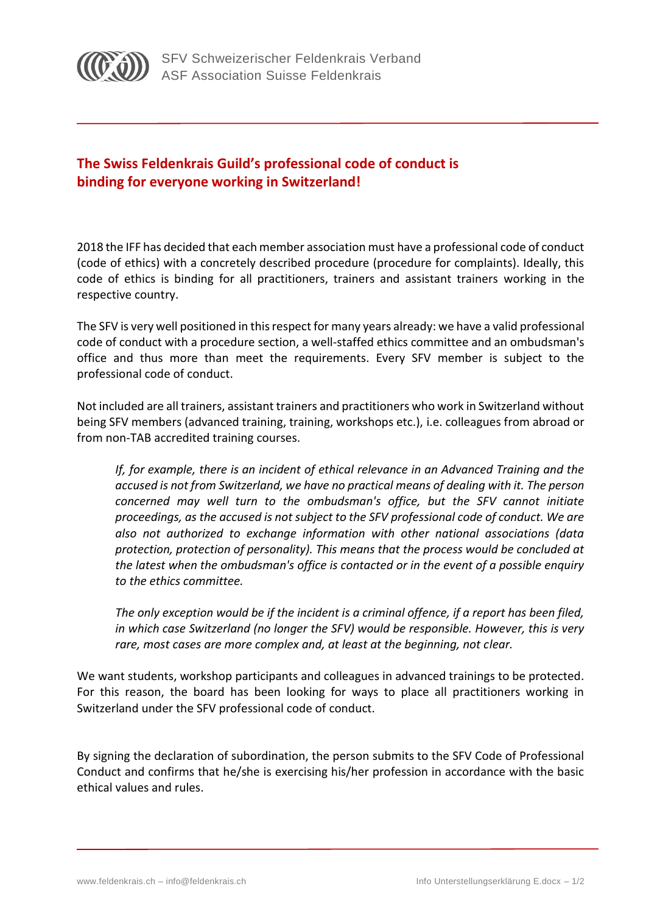SFV Schweizerischer Feldenkrais Verband
ASF Association Suisse Feldenkrais

## The Swiss Feldenkrais Guild's professional code of conduct is binding for everyone working in Switzerland!

2018 the IFF has decided that each member association must have a professional code of conduct (code of ethics) with a concretely described procedure (procedure for complaints). Ideally, this code of ethics is binding for all practitioners, trainers and assistant trainers working in the respective country.

The SFV is very well positioned in this respect for many years already: we have a valid professional code of conduct with a procedure section, a well-staffed ethics committee and an ombudsman's office and thus more than meet the requirements. Every SFV member is subject to the professional code of conduct.

Not included are all trainers, assistant trainers and practitioners who work in Switzerland without being SFV members (advanced training, training, workshops etc.), i.e. colleagues from abroad or from non-TAB accredited training courses.

> *If, for example, there is an incident of ethical relevance in an Advanced Training and the accused is not from Switzerland, we have no practical means of dealing with it. The person concerned may well turn to the ombudsman's office, but the SFV cannot initiate proceedings, as the accused is not subject to the SFV professional code of conduct. We are also not authorized to exchange information with other national associations (data protection, protection of personality). This means that the process would be concluded at the latest when the ombudsman's office is contacted or in the event of a possible enquiry to the ethics committee.*
>
> *The only exception would be if the incident is a criminal offence, if a report has been filed, in which case Switzerland (no longer the SFV) would be responsible. However, this is very rare, most cases are more complex and, at least at the beginning, not clear.*

We want students, workshop participants and colleagues in advanced trainings to be protected. For this reason, the board has been looking for ways to place all practitioners working in Switzerland under the SFV professional code of conduct.

By signing the declaration of subordination, the person submits to the SFV Code of Professional Conduct and confirms that he/she is exercising his/her profession in accordance with the basic ethical values and rules.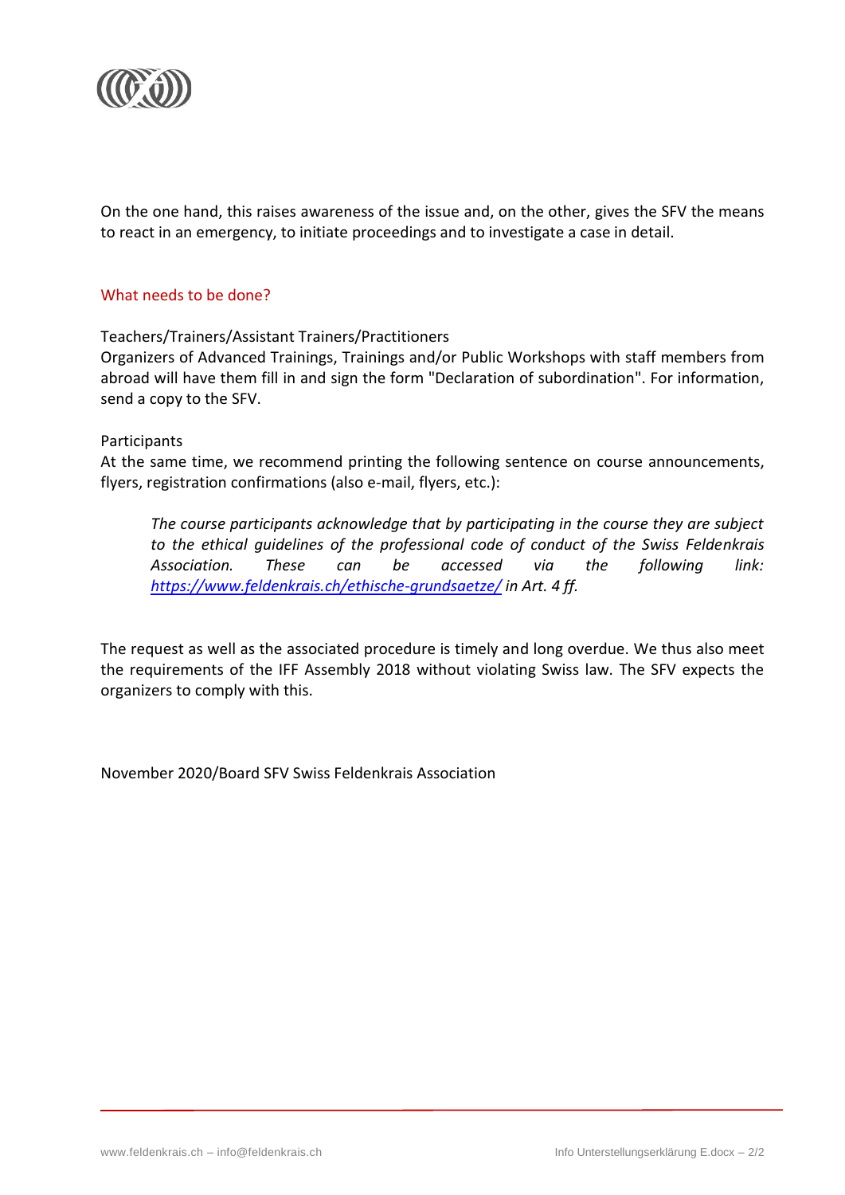On the one hand, this raises awareness of the issue and, on the other, gives the SFV the means to react in an emergency, to initiate proceedings and to investigate a case in detail.

## What needs to be done?

Teachers/Trainers/Assistant Trainers/Practitioners
Organizers of Advanced Trainings, Trainings and/or Public Workshops with staff members from abroad will have them fill in and sign the form "Declaration of subordination". For information, send a copy to the SFV.

Participants
At the same time, we recommend printing the following sentence on course announcements, flyers, registration confirmations (also e-mail, flyers, etc.):

> *The course participants acknowledge that by participating in the course they are subject to the ethical guidelines of the professional code of conduct of the Swiss Feldenkrais Association. These can be accessed via the following link: [https://www.feldenkrais.ch/ethische-grundsaetze/](https://www.feldenkrais.ch/ethische-grundsaetze/) in Art. 4 ff.*

The request as well as the associated procedure is timely and long overdue. We thus also meet the requirements of the IFF Assembly 2018 without violating Swiss law. The SFV expects the organizers to comply with this.

November 2020/Board SFV Swiss Feldenkrais Association